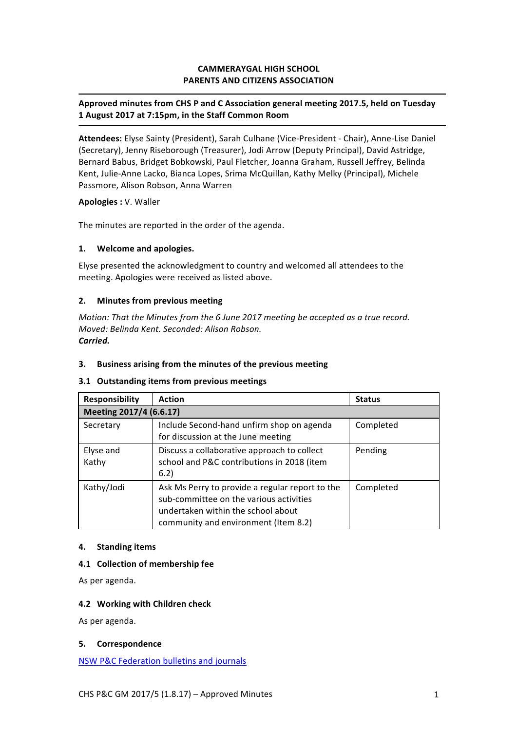**CAMMERAYGAL HIGH SCHOOL**
**PARENTS AND CITIZENS ASSOCIATION**

---

**Approved minutes from CHS P and C Association general meeting 2017.5, held on Tuesday 1 August 2017 at 7:15pm, in the Staff Common Room**

---

**Attendees:** Elyse Sainty (President), Sarah Culhane (Vice-President - Chair), Anne-Lise Daniel (Secretary), Jenny Riseborough (Treasurer), Jodi Arrow (Deputy Principal), David Astridge, Bernard Babus, Bridget Bobkowski, Paul Fletcher, Joanna Graham, Russell Jeffrey, Belinda Kent, Julie-Anne Lacko, Bianca Lopes, Srima McQuillan, Kathy Melky (Principal), Michele Passmore, Alison Robson, Anna Warren

**Apologies :** V. Waller

The minutes are reported in the order of the agenda.

### 1. Welcome and apologies.

Elyse presented the acknowledgment to country and welcomed all attendees to the meeting. Apologies were received as listed above.

### 2. Minutes from previous meeting

*Motion: That the Minutes from the 6 June 2017 meeting be accepted as a true record.*
*Moved: Belinda Kent. Seconded: Alison Robson.*
***Carried.***

### 3. Business arising from the minutes of the previous meeting

#### 3.1 Outstanding items from previous meetings

| Responsibility | Action | Status |
|---|---|---|
| **Meeting 2017/4 (6.6.17)** | | |
| Secretary | Include Second-hand unfirm shop on agenda for discussion at the June meeting | Completed |
| Elyse and Kathy | Discuss a collaborative approach to collect school and P&C contributions in 2018 (item 6.2) | Pending |
| Kathy/Jodi | Ask Ms Perry to provide a regular report to the sub-committee on the various activities undertaken within the school about community and environment (Item 8.2) | Completed |

### 4. Standing items

#### 4.1 Collection of membership fee

As per agenda.

#### 4.2 Working with Children check

As per agenda.

### 5. Correspondence

NSW P&C Federation bulletins and journals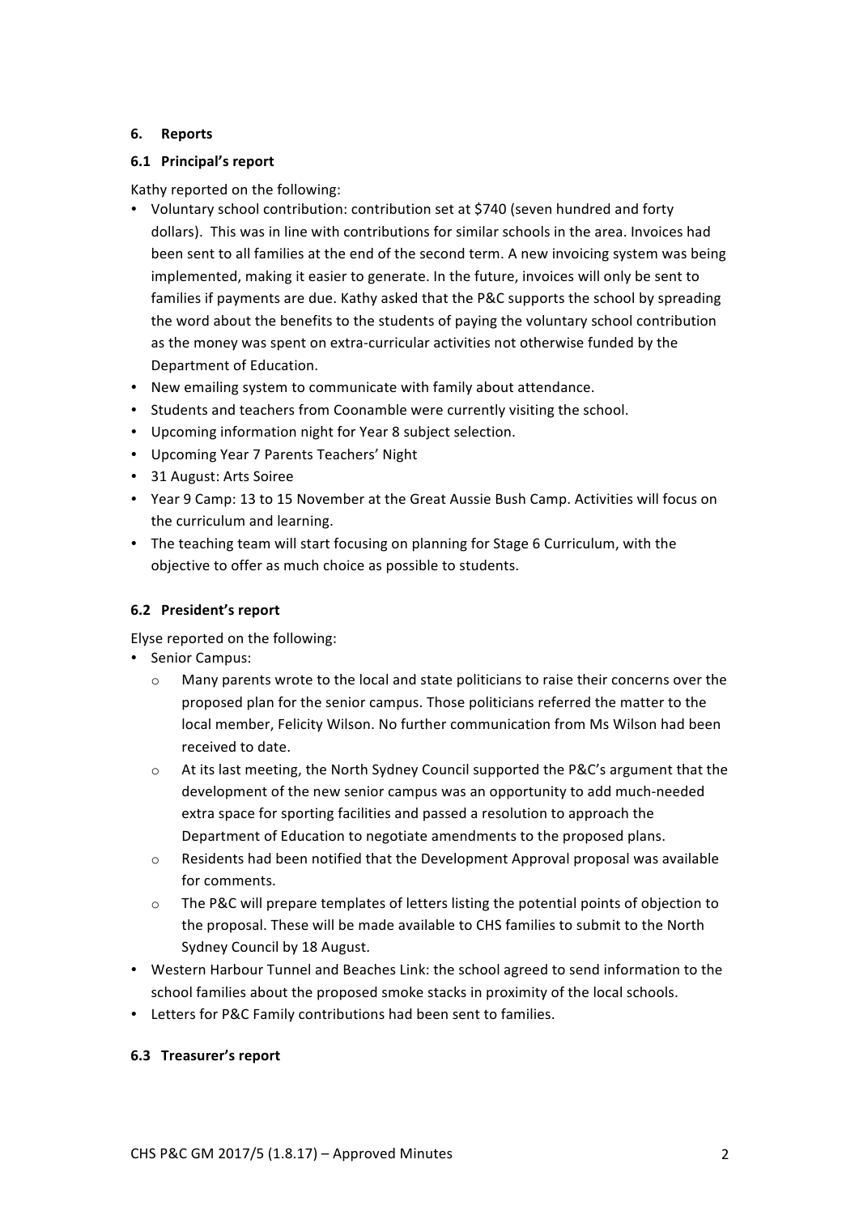### 6. Reports

#### 6.1 Principal's report

Kathy reported on the following:

- Voluntary school contribution: contribution set at $740 (seven hundred and forty dollars). This was in line with contributions for similar schools in the area. Invoices had been sent to all families at the end of the second term. A new invoicing system was being implemented, making it easier to generate. In the future, invoices will only be sent to families if payments are due. Kathy asked that the P&C supports the school by spreading the word about the benefits to the students of paying the voluntary school contribution as the money was spent on extra-curricular activities not otherwise funded by the Department of Education.
- New emailing system to communicate with family about attendance.
- Students and teachers from Coonamble were currently visiting the school.
- Upcoming information night for Year 8 subject selection.
- Upcoming Year 7 Parents Teachers' Night
- 31 August: Arts Soiree
- Year 9 Camp: 13 to 15 November at the Great Aussie Bush Camp. Activities will focus on the curriculum and learning.
- The teaching team will start focusing on planning for Stage 6 Curriculum, with the objective to offer as much choice as possible to students.

#### 6.2 President's report

Elyse reported on the following:

- Senior Campus:
  - Many parents wrote to the local and state politicians to raise their concerns over the proposed plan for the senior campus. Those politicians referred the matter to the local member, Felicity Wilson. No further communication from Ms Wilson had been received to date.
  - At its last meeting, the North Sydney Council supported the P&C's argument that the development of the new senior campus was an opportunity to add much-needed extra space for sporting facilities and passed a resolution to approach the Department of Education to negotiate amendments to the proposed plans.
  - Residents had been notified that the Development Approval proposal was available for comments.
  - The P&C will prepare templates of letters listing the potential points of objection to the proposal. These will be made available to CHS families to submit to the North Sydney Council by 18 August.
- Western Harbour Tunnel and Beaches Link: the school agreed to send information to the school families about the proposed smoke stacks in proximity of the local schools.
- Letters for P&C Family contributions had been sent to families.

#### 6.3 Treasurer's report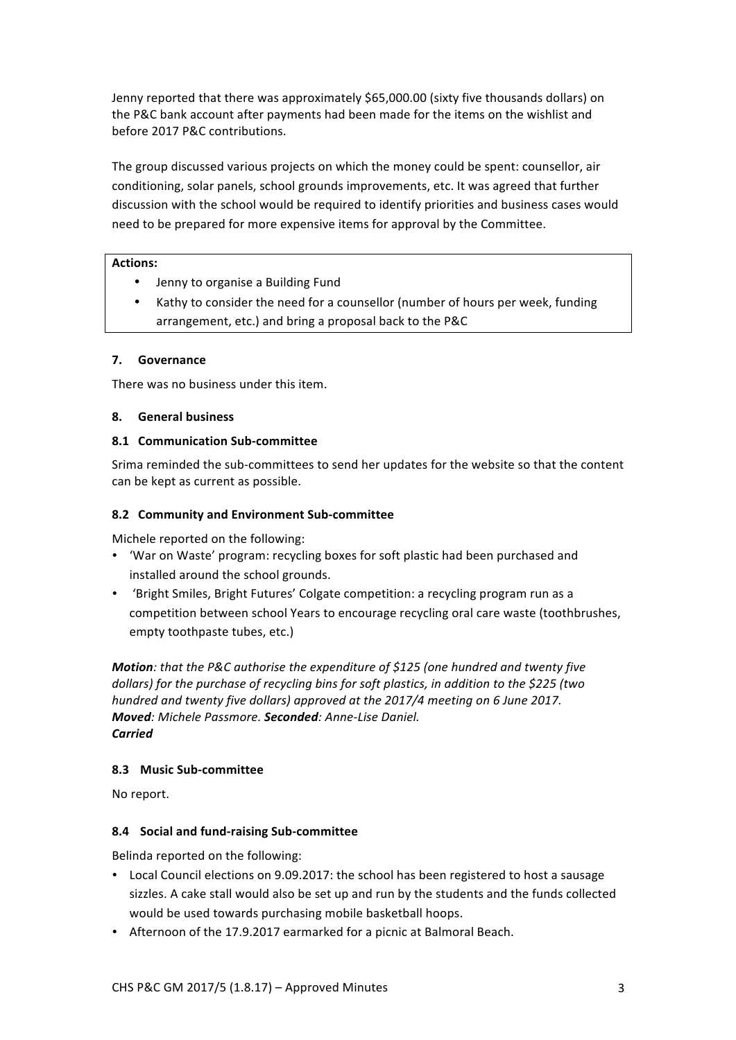Jenny reported that there was approximately $65,000.00 (sixty five thousands dollars) on the P&C bank account after payments had been made for the items on the wishlist and before 2017 P&C contributions.

The group discussed various projects on which the money could be spent: counsellor, air conditioning, solar panels, school grounds improvements, etc. It was agreed that further discussion with the school would be required to identify priorities and business cases would need to be prepared for more expensive items for approval by the Committee.

**Actions:**

- Jenny to organise a Building Fund
- Kathy to consider the need for a counsellor (number of hours per week, funding arrangement, etc.) and bring a proposal back to the P&C

### 7. Governance

There was no business under this item.

### 8. General business

#### 8.1 Communication Sub-committee

Srima reminded the sub-committees to send her updates for the website so that the content can be kept as current as possible.

#### 8.2 Community and Environment Sub-committee

Michele reported on the following:

- 'War on Waste' program: recycling boxes for soft plastic had been purchased and installed around the school grounds.
- 'Bright Smiles, Bright Futures' Colgate competition: a recycling program run as a competition between school Years to encourage recycling oral care waste (toothbrushes, empty toothpaste tubes, etc.)

***Motion****: that the P&C authorise the expenditure of $125 (one hundred and twenty five dollars) for the purchase of recycling bins for soft plastics, in addition to the $225 (two hundred and twenty five dollars) approved at the 2017/4 meeting on 6 June 2017.*
***Moved****: Michele Passmore.* ***Seconded****: Anne-Lise Daniel.*
***Carried***

#### 8.3 Music Sub-committee

No report.

#### 8.4 Social and fund-raising Sub-committee

Belinda reported on the following:

- Local Council elections on 9.09.2017: the school has been registered to host a sausage sizzles. A cake stall would also be set up and run by the students and the funds collected would be used towards purchasing mobile basketball hoops.
- Afternoon of the 17.9.2017 earmarked for a picnic at Balmoral Beach.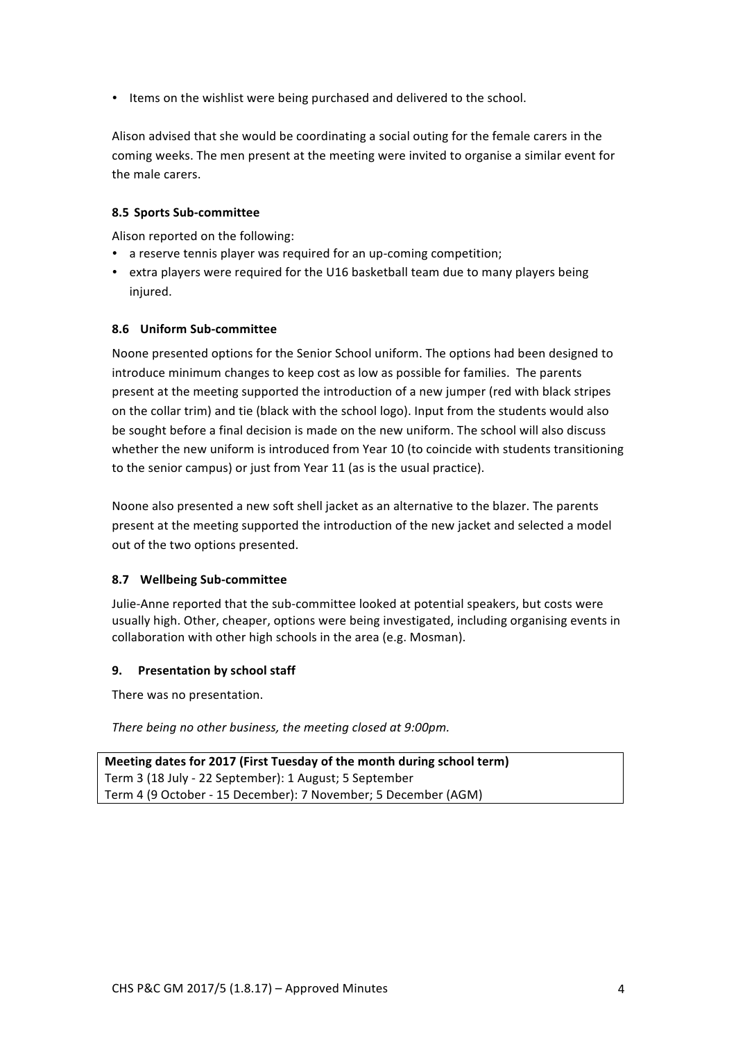- Items on the wishlist were being purchased and delivered to the school.

Alison advised that she would be coordinating a social outing for the female carers in the coming weeks. The men present at the meeting were invited to organise a similar event for the male carers.

**8.5 Sports Sub-committee**

Alison reported on the following:

- a reserve tennis player was required for an up-coming competition;
- extra players were required for the U16 basketball team due to many players being injured.

**8.6 Uniform Sub-committee**

Noone presented options for the Senior School uniform. The options had been designed to introduce minimum changes to keep cost as low as possible for families. The parents present at the meeting supported the introduction of a new jumper (red with black stripes on the collar trim) and tie (black with the school logo). Input from the students would also be sought before a final decision is made on the new uniform. The school will also discuss whether the new uniform is introduced from Year 10 (to coincide with students transitioning to the senior campus) or just from Year 11 (as is the usual practice).

Noone also presented a new soft shell jacket as an alternative to the blazer. The parents present at the meeting supported the introduction of the new jacket and selected a model out of the two options presented.

**8.7 Wellbeing Sub-committee**

Julie-Anne reported that the sub-committee looked at potential speakers, but costs were usually high. Other, cheaper, options were being investigated, including organising events in collaboration with other high schools in the area (e.g. Mosman).

**9. Presentation by school staff**

There was no presentation.

*There being no other business, the meeting closed at 9:00pm.*

| **Meeting dates for 2017 (First Tuesday of the month during school term)** |
|---|
| Term 3 (18 July - 22 September): 1 August; 5 September |
| Term 4 (9 October - 15 December): 7 November; 5 December (AGM) |